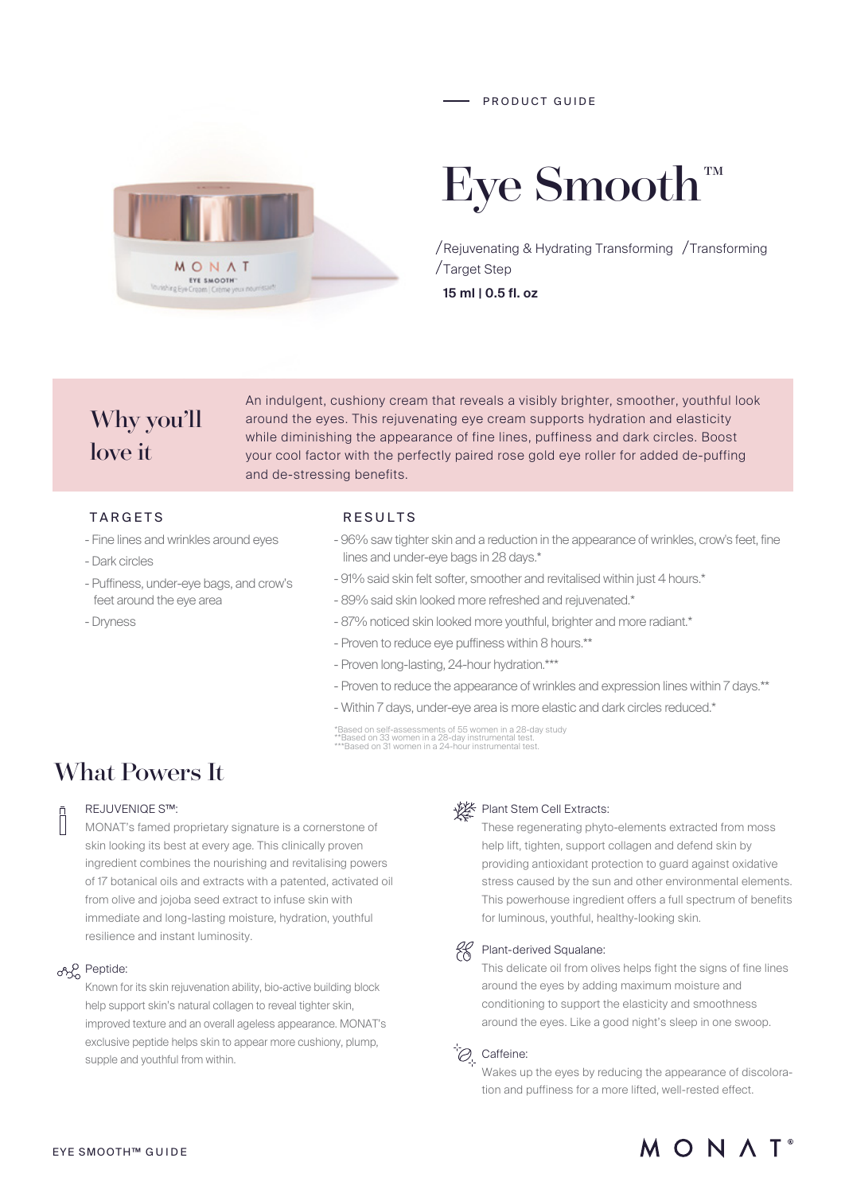PRODUCT GUIDE

# Eye Smooth™

/Rejuvenating & Hydrating Transforming /Transforming /Target Step

**15 ml | 0.5 fl. oz**

## Why you'll love it

An indulgent, cushiony cream that reveals a visibly brighter, smoother, youthful look around the eyes. This rejuvenating eye cream supports hydration and elasticity while diminishing the appearance of fine lines, puffiness and dark circles. Boost your cool factor with the perfectly paired rose gold eye roller for added de-puffing and de-stressing benefits.

### TARGETS

- Fine lines and wrinkles around eyes
- Dark circles
- Puffiness, under-eye bags, and crow's feet around the eye area
- Dryness

### RESULTS

- 96% saw tighter skin and a reduction in the appearance of wrinkles, crow's feet, fine lines and under-eye bags in 28 days.*
- 91% said skin felt softer, smoother and revitalised within just 4 hours.*
- 89% said skin looked more refreshed and rejuvenated.*
- 87% noticed skin looked more youthful, brighter and more radiant.*
- Proven to reduce eye puffiness within 8 hours.**
- Proven long-lasting, 24-hour hydration.***
- Proven to reduce the appearance of wrinkles and expression lines within 7 days.**
- Within 7 days, under-eye area is more elastic and dark circles reduced.*

*Based on self-assessments of 55 women in a 28-day study
**Based on 33 women in a 28-day instrumental test.
***Based on 31 women in a 24-hour instrumental test.

## What Powers It

**REJUVENIQE S™:**
MONAT's famed proprietary signature is a cornerstone of skin looking its best at every age. This clinically proven ingredient combines the nourishing and revitalising powers of 17 botanical oils and extracts with a patented, activated oil from olive and jojoba seed extract to infuse skin with immediate and long-lasting moisture, hydration, youthful resilience and instant luminosity.

**Peptide:**
Known for its skin rejuvenation ability, bio-active building block help support skin's natural collagen to reveal tighter skin, improved texture and an overall ageless appearance. MONAT's exclusive peptide helps skin to appear more cushiony, plump, supple and youthful from within.

**Plant Stem Cell Extracts:**
These regenerating phyto-elements extracted from moss help lift, tighten, support collagen and defend skin by providing antioxidant protection to guard against oxidative stress caused by the sun and other environmental elements. This powerhouse ingredient offers a full spectrum of benefits for luminous, youthful, healthy-looking skin.

**Plant-derived Squalane:**
This delicate oil from olives helps fight the signs of fine lines around the eyes by adding maximum moisture and conditioning to support the elasticity and smoothness around the eyes. Like a good night's sleep in one swoop.

**Caffeine:**
Wakes up the eyes by reducing the appearance of discoloration and puffiness for a more lifted, well-rested effect.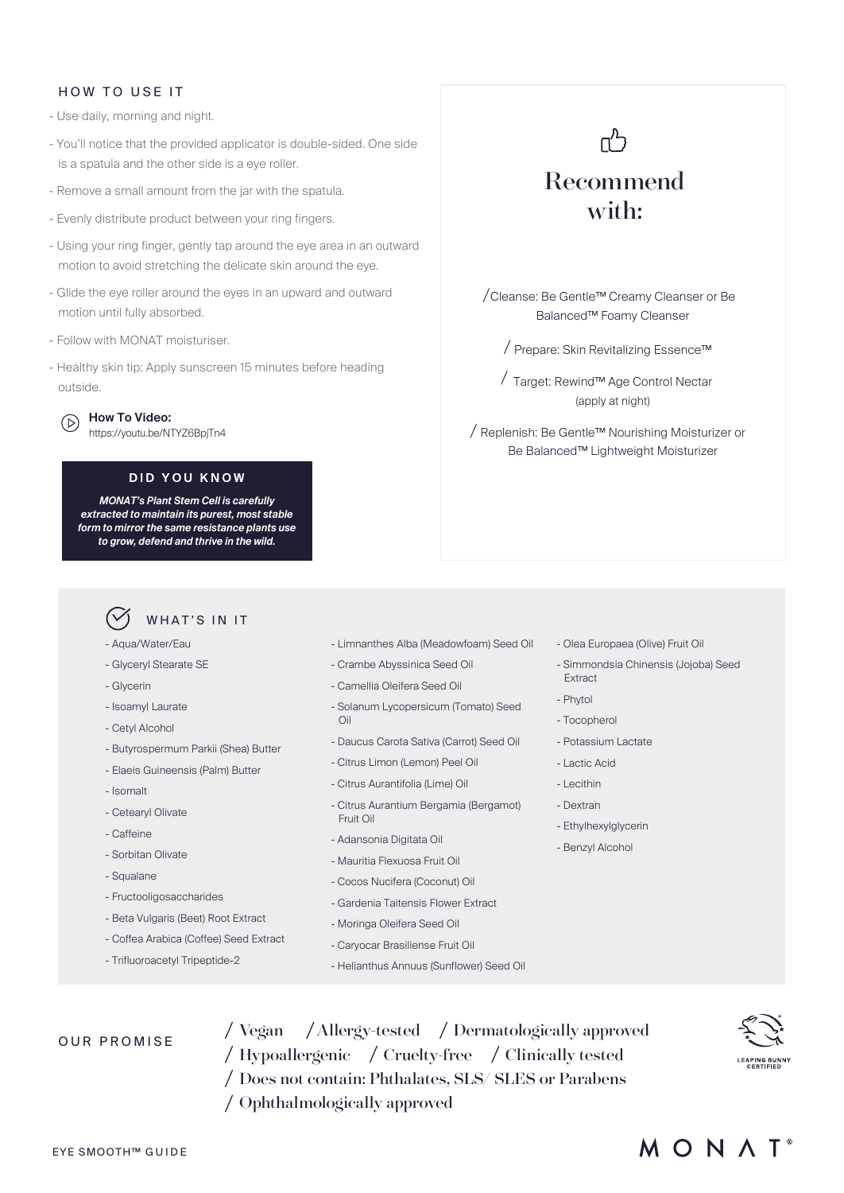## HOW TO USE IT

- Use daily, morning and night.
- You'll notice that the provided applicator is double-sided. One side is a spatula and the other side is a eye roller.
- Remove a small amount from the jar with the spatula.
- Evenly distribute product between your ring fingers.
- Using your ring finger, gently tap around the eye area in an outward motion to avoid stretching the delicate skin around the eye.
- Glide the eye roller around the eyes in an upward and outward motion until fully absorbed.
- Follow with MONAT moisturiser.
- Healthy skin tip: Apply sunscreen 15 minutes before heading outside.

**How To Video:**
https://youtu.be/NTYZ6BpjTn4

### DID YOU KNOW

***MONAT's Plant Stem Cell is carefully extracted to maintain its purest, most stable form to mirror the same resistance plants use to grow, defend and thrive in the wild.***

## Recommend with:

/Cleanse: Be Gentle™ Creamy Cleanser or Be Balanced™ Foamy Cleanser

/ Prepare: Skin Revitalizing Essence™

/ Target: Rewind™ Age Control Nectar (apply at night)

/ Replenish: Be Gentle™ Nourishing Moisturizer or Be Balanced™ Lightweight Moisturizer

## WHAT'S IN IT

- Aqua/Water/Eau
- Glyceryl Stearate SE
- Glycerin
- Isoamyl Laurate
- Cetyl Alcohol
- Butyrospermum Parkii (Shea) Butter
- Elaeis Guineensis (Palm) Butter
- Isomalt
- Cetearyl Olivate
- Caffeine
- Sorbitan Olivate
- Squalane
- Fructooligosaccharides
- Beta Vulgaris (Beet) Root Extract
- Coffea Arabica (Coffee) Seed Extract
- Trifluoroacetyl Tripeptide-2
- Limnanthes Alba (Meadowfoam) Seed Oil
- Crambe Abyssinica Seed Oil
- Camellia Oleifera Seed Oil
- Solanum Lycopersicum (Tomato) Seed Oil
- Daucus Carota Sativa (Carrot) Seed Oil
- Citrus Limon (Lemon) Peel Oil
- Citrus Aurantifolia (Lime) Oil
- Citrus Aurantium Bergamia (Bergamot) Fruit Oil
- Adansonia Digitata Oil
- Mauritia Flexuosa Fruit Oil
- Cocos Nucifera (Coconut) Oil
- Gardenia Taitensis Flower Extract
- Moringa Oleifera Seed Oil
- Caryocar Brasiliense Fruit Oil
- Helianthus Annuus (Sunflower) Seed Oil
- Olea Europaea (Olive) Fruit Oil
- Simmondsia Chinensis (Jojoba) Seed Extract
- Phytol
- Tocopherol
- Potassium Lactate
- Lactic Acid
- Lecithin
- Dextran
- Ethylhexylglycerin
- Benzyl Alcohol

## OUR PROMISE

/ Vegan / Allergy-tested / Dermatologically approved
/ Hypoallergenic / Cruelty-free / Clinically tested
/ Does not contain: Phthalates, SLS/ SLES or Parabens
/ Ophthalmologically approved

LEAPING BUNNY CERTIFIED

EYE SMOOTH™ GUIDE

MONAT®